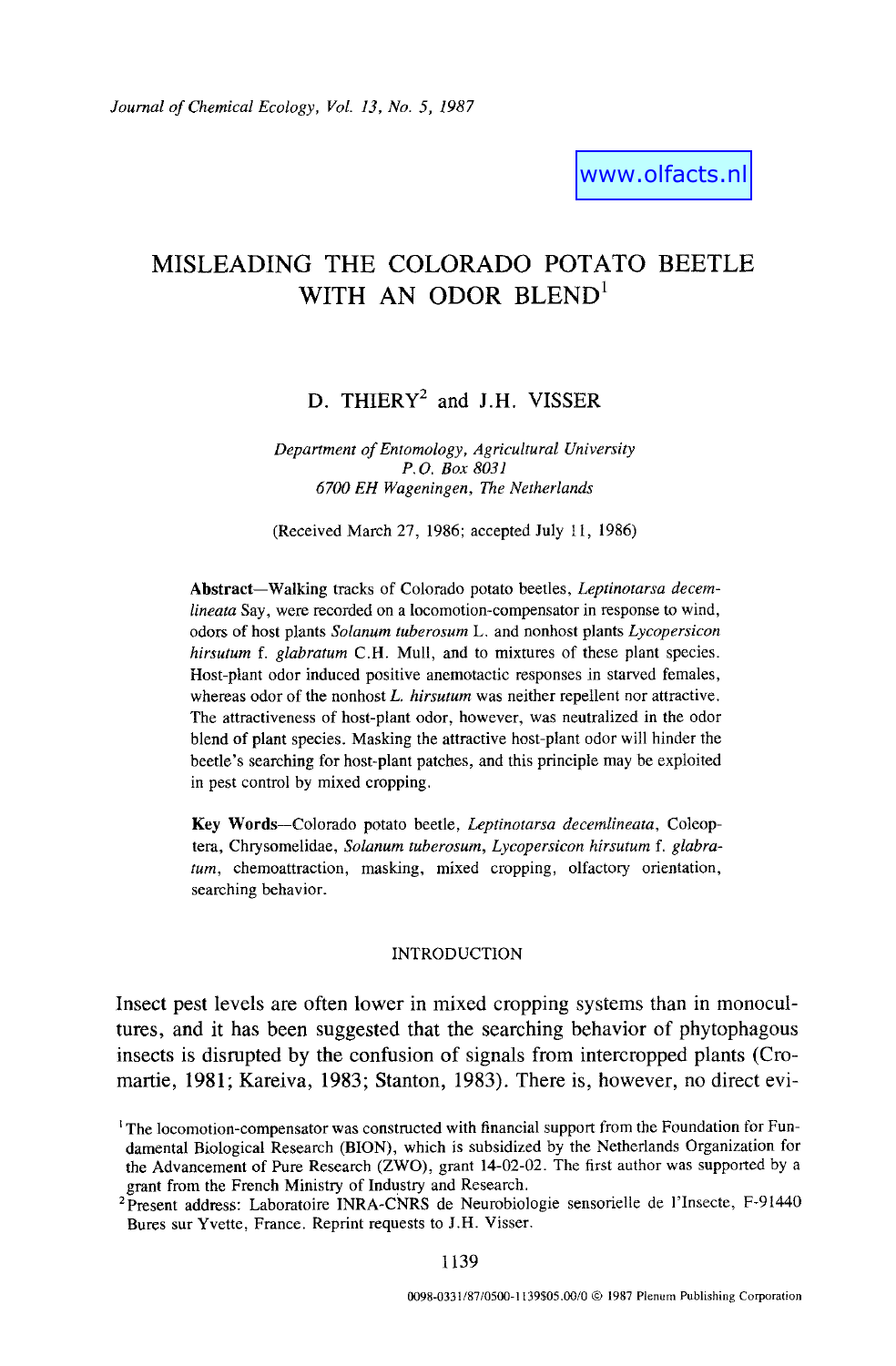*Journal of Chemical Ecology, Vol. 13, No. 5, 1987*

www.olfacts.nl

# MISLEADING THE COLORADO POTATO BEETLE WITH AN ODOR BLEND[1]

D. THIERY[2] and J.H. VISSER

*Department of Entomology, Agricultural University*
*P.O. Box 8031*
*6700 EH Wageningen, The Netherlands*

(Received March 27, 1986; accepted July 11, 1986)

**Abstract**—Walking tracks of Colorado potato beetles, *Leptinotarsa decemlineata* Say, were recorded on a locomotion-compensator in response to wind, odors of host plants *Solanum tuberosum* L. and nonhost plants *Lycopersicon hirsutum* f. *glabratum* C.H. Mull, and to mixtures of these plant species. Host-plant odor induced positive anemotactic responses in starved females, whereas odor of the nonhost *L. hirsutum* was neither repellent nor attractive. The attractiveness of host-plant odor, however, was neutralized in the odor blend of plant species. Masking the attractive host-plant odor will hinder the beetle's searching for host-plant patches, and this principle may be exploited in pest control by mixed cropping.

**Key Words**—Colorado potato beetle, *Leptinotarsa decemlineata*, Coleoptera, Chrysomelidae, *Solanum tuberosum*, *Lycopersicon hirsutum* f. *glabratum*, chemoattraction, masking, mixed cropping, olfactory orientation, searching behavior.

## INTRODUCTION

Insect pest levels are often lower in mixed cropping systems than in monocultures, and it has been suggested that the searching behavior of phytophagous insects is disrupted by the confusion of signals from intercropped plants (Cromartie, 1981; Kareiva, 1983; Stanton, 1983). There is, however, no direct evi-

[1] The locomotion-compensator was constructed with financial support from the Foundation for Fundamental Biological Research (BION), which is subsidized by the Netherlands Organization for the Advancement of Pure Research (ZWO), grant 14-02-02. The first author was supported by a grant from the French Ministry of Industry and Research.

[2] Present address: Laboratoire INRA-CNRS de Neurobiologie sensorielle de l'Insecte, F-91440 Bures sur Yvette, France. Reprint requests to J.H. Visser.

0098-0331/87/0500-1139$05.00/0 © 1987 Plenum Publishing Corporation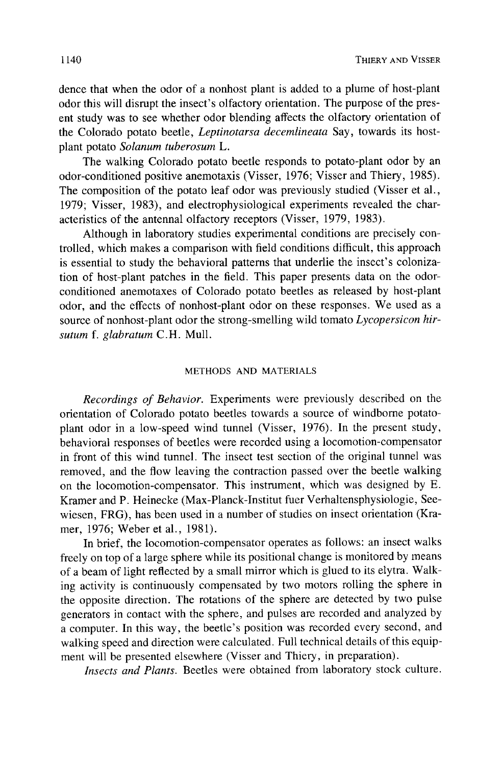dence that when the odor of a nonhost plant is added to a plume of host-plant odor this will disrupt the insect's olfactory orientation. The purpose of the present study was to see whether odor blending affects the olfactory orientation of the Colorado potato beetle, *Leptinotarsa decemlineata* Say, towards its host-plant potato *Solanum tuberosum* L.

The walking Colorado potato beetle responds to potato-plant odor by an odor-conditioned positive anemotaxis (Visser, 1976; Visser and Thiery, 1985). The composition of the potato leaf odor was previously studied (Visser et al., 1979; Visser, 1983), and electrophysiological experiments revealed the characteristics of the antennal olfactory receptors (Visser, 1979, 1983).

Although in laboratory studies experimental conditions are precisely controlled, which makes a comparison with field conditions difficult, this approach is essential to study the behavioral patterns that underlie the insect's colonization of host-plant patches in the field. This paper presents data on the odor-conditioned anemotaxes of Colorado potato beetles as released by host-plant odor, and the effects of nonhost-plant odor on these responses. We used as a source of nonhost-plant odor the strong-smelling wild tomato *Lycopersicon hirsutum* f. *glabratum* C.H. Mull.

## METHODS AND MATERIALS

*Recordings of Behavior.* Experiments were previously described on the orientation of Colorado potato beetles towards a source of windborne potato-plant odor in a low-speed wind tunnel (Visser, 1976). In the present study, behavioral responses of beetles were recorded using a locomotion-compensator in front of this wind tunnel. The insect test section of the original tunnel was removed, and the flow leaving the contraction passed over the beetle walking on the locomotion-compensator. This instrument, which was designed by E. Kramer and P. Heinecke (Max-Planck-Institut fuer Verhaltensphysiologie, Seewiesen, FRG), has been used in a number of studies on insect orientation (Kramer, 1976; Weber et al., 1981).

In brief, the locomotion-compensator operates as follows: an insect walks freely on top of a large sphere while its positional change is monitored by means of a beam of light reflected by a small mirror which is glued to its elytra. Walking activity is continuously compensated by two motors rolling the sphere in the opposite direction. The rotations of the sphere are detected by two pulse generators in contact with the sphere, and pulses are recorded and analyzed by a computer. In this way, the beetle's position was recorded every second, and walking speed and direction were calculated. Full technical details of this equipment will be presented elsewhere (Visser and Thiery, in preparation).

*Insects and Plants.* Beetles were obtained from laboratory stock culture.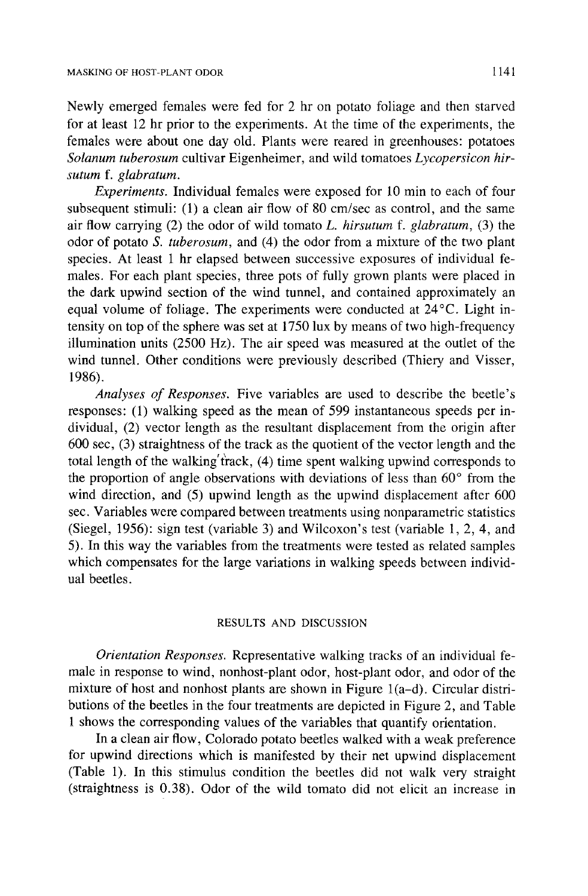Newly emerged females were fed for 2 hr on potato foliage and then starved for at least 12 hr prior to the experiments. At the time of the experiments, the females were about one day old. Plants were reared in greenhouses: potatoes *Solanum tuberosum* cultivar Eigenheimer, and wild tomatoes *Lycopersicon hirsutum* f. *glabratum*.

*Experiments.* Individual females were exposed for 10 min to each of four subsequent stimuli: (1) a clean air flow of 80 cm/sec as control, and the same air flow carrying (2) the odor of wild tomato *L. hirsutum* f. *glabratum*, (3) the odor of potato *S. tuberosum*, and (4) the odor from a mixture of the two plant species. At least 1 hr elapsed between successive exposures of individual females. For each plant species, three pots of fully grown plants were placed in the dark upwind section of the wind tunnel, and contained approximately an equal volume of foliage. The experiments were conducted at 24°C. Light intensity on top of the sphere was set at 1750 lux by means of two high-frequency illumination units (2500 Hz). The air speed was measured at the outlet of the wind tunnel. Other conditions were previously described (Thiery and Visser, 1986).

*Analyses of Responses.* Five variables are used to describe the beetle's responses: (1) walking speed as the mean of 599 instantaneous speeds per individual, (2) vector length as the resultant displacement from the origin after 600 sec, (3) straightness of the track as the quotient of the vector length and the total length of the walking track, (4) time spent walking upwind corresponds to the proportion of angle observations with deviations of less than 60° from the wind direction, and (5) upwind length as the upwind displacement after 600 sec. Variables were compared between treatments using nonparametric statistics (Siegel, 1956): sign test (variable 3) and Wilcoxon's test (variable 1, 2, 4, and 5). In this way the variables from the treatments were tested as related samples which compensates for the large variations in walking speeds between individual beetles.

## RESULTS AND DISCUSSION

*Orientation Responses.* Representative walking tracks of an individual female in response to wind, nonhost-plant odor, host-plant odor, and odor of the mixture of host and nonhost plants are shown in Figure 1(a–d). Circular distributions of the beetles in the four treatments are depicted in Figure 2, and Table 1 shows the corresponding values of the variables that quantify orientation.

In a clean air flow, Colorado potato beetles walked with a weak preference for upwind directions which is manifested by their net upwind displacement (Table 1). In this stimulus condition the beetles did not walk very straight (straightness is 0.38). Odor of the wild tomato did not elicit an increase in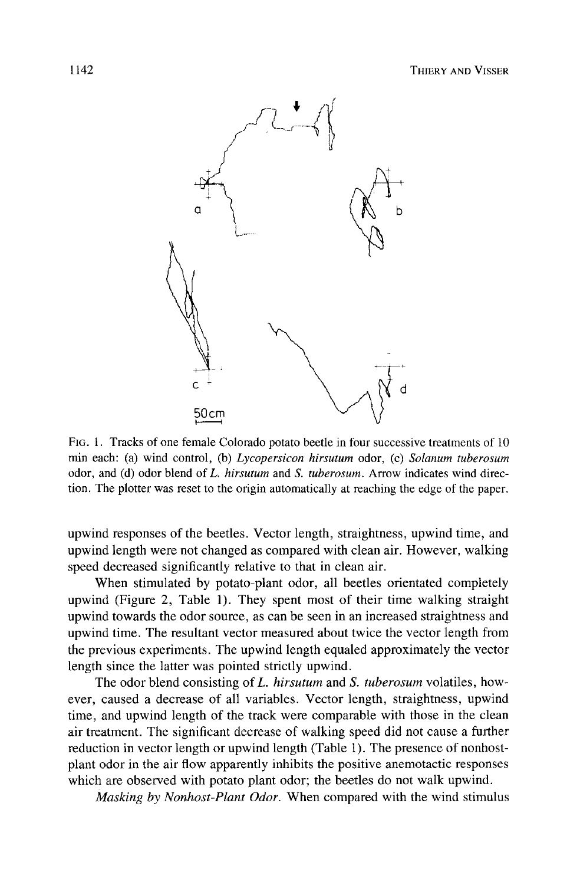FIG. 1. Tracks of one female Colorado potato beetle in four successive treatments of 10 min each: (a) wind control, (b) *Lycopersicon hirsutum* odor, (c) *Solanum tuberosum* odor, and (d) odor blend of *L. hirsutum* and *S. tuberosum*. Arrow indicates wind direction. The plotter was reset to the origin automatically at reaching the edge of the paper.

upwind responses of the beetles. Vector length, straightness, upwind time, and upwind length were not changed as compared with clean air. However, walking speed decreased significantly relative to that in clean air.

When stimulated by potato-plant odor, all beetles orientated completely upwind (Figure 2, Table 1). They spent most of their time walking straight upwind towards the odor source, as can be seen in an increased straightness and upwind time. The resultant vector measured about twice the vector length from the previous experiments. The upwind length equaled approximately the vector length since the latter was pointed strictly upwind.

The odor blend consisting of *L. hirsutum* and *S. tuberosum* volatiles, however, caused a decrease of all variables. Vector length, straightness, upwind time, and upwind length of the track were comparable with those in the clean air treatment. The significant decrease of walking speed did not cause a further reduction in vector length or upwind length (Table 1). The presence of nonhost-plant odor in the air flow apparently inhibits the positive anemotactic responses which are observed with potato plant odor; the beetles do not walk upwind.

*Masking by Nonhost-Plant Odor.* When compared with the wind stimulus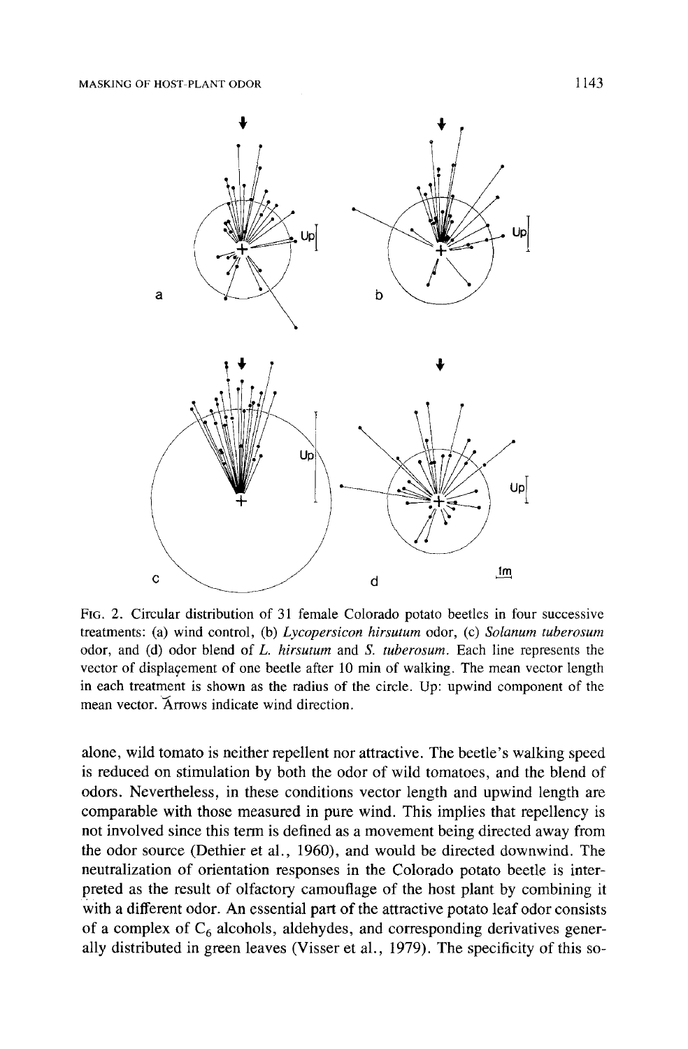FIG. 2. Circular distribution of 31 female Colorado potato beetles in four successive treatments: (a) wind control, (b) *Lycopersicon hirsutum* odor, (c) *Solanum tuberosum* odor, and (d) odor blend of *L. hirsutum* and *S. tuberosum*. Each line represents the vector of displaçement of one beetle after 10 min of walking. The mean vector length in each treatment is shown as the radius of the circle. Up: upwind component of the mean vector. Arrows indicate wind direction.

alone, wild tomato is neither repellent nor attractive. The beetle's walking speed is reduced on stimulation by both the odor of wild tomatoes, and the blend of odors. Nevertheless, in these conditions vector length and upwind length are comparable with those measured in pure wind. This implies that repellency is not involved since this term is defined as a movement being directed away from the odor source (Dethier et al., 1960), and would be directed downwind. The neutralization of orientation responses in the Colorado potato beetle is interpreted as the result of olfactory camouflage of the host plant by combining it with a different odor. An essential part of the attractive potato leaf odor consists of a complex of $C_6$ alcohols, aldehydes, and corresponding derivatives generally distributed in green leaves (Visser et al., 1979). The specificity of this so-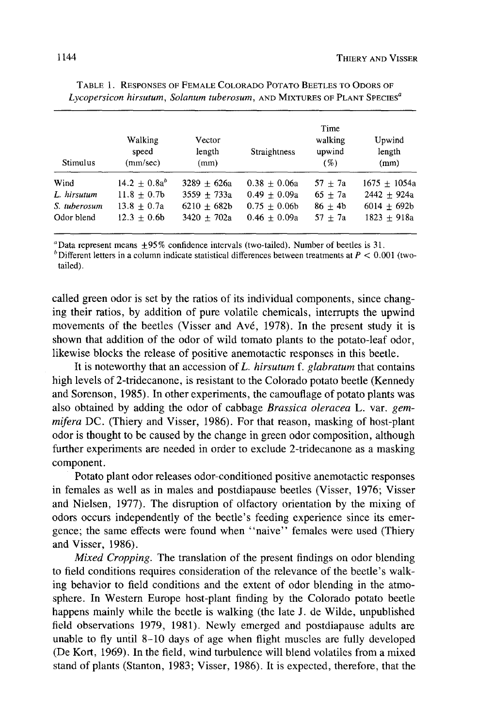TABLE 1. RESPONSES OF FEMALE COLORADO POTATO BEETLES TO ODORS OF *Lycopersicon hirsutum*, *Solanum tuberosum*, AND MIXTURES OF PLANT SPECIES[a]

| Stimulus | Walking speed (mm/sec) | Vector length (mm) | Straightness | Time walking upwind (%) | Upwind length (mm) |
|---|---|---|---|---|---|
| Wind | 14.2 ± 0.8a[b] | 3289 ± 626a | 0.38 ± 0.06a | 57 ± 7a | 1675 ± 1054a |
| *L. hirsutum* | 11.8 ± 0.7b | 3559 ± 733a | 0.49 ± 0.09a | 65 ± 7a | 2442 ± 924a |
| *S. tuberosum* | 13.8 ± 0.7a | 6210 ± 682b | 0.75 ± 0.06b | 86 ± 4b | 6014 ± 692b |
| Odor blend | 12.3 ± 0.6b | 3420 ± 702a | 0.46 ± 0.09a | 57 ± 7a | 1823 ± 918a |

[a] Data represent means ±95% confidence intervals (two-tailed). Number of beetles is 31.
[b] Different letters in a column indicate statistical differences between treatments at $P < 0.001$ (two-tailed).

called green odor is set by the ratios of its individual components, since changing their ratios, by addition of pure volatile chemicals, interrupts the upwind movements of the beetles (Visser and Avé, 1978). In the present study it is shown that addition of the odor of wild tomato plants to the potato-leaf odor, likewise blocks the release of positive anemotactic responses in this beetle.

It is noteworthy that an accession of *L. hirsutum* f. *glabratum* that contains high levels of 2-tridecanone, is resistant to the Colorado potato beetle (Kennedy and Sorenson, 1985). In other experiments, the camouflage of potato plants was also obtained by adding the odor of cabbage *Brassica oleracea* L. var. *gemmifera* DC. (Thiery and Visser, 1986). For that reason, masking of host-plant odor is thought to be caused by the change in green odor composition, although further experiments are needed in order to exclude 2-tridecanone as a masking component.

Potato plant odor releases odor-conditioned positive anemotactic responses in females as well as in males and postdiapause beetles (Visser, 1976; Visser and Nielsen, 1977). The disruption of olfactory orientation by the mixing of odors occurs independently of the beetle's feeding experience since its emergence; the same effects were found when "naive" females were used (Thiery and Visser, 1986).

*Mixed Cropping.* The translation of the present findings on odor blending to field conditions requires consideration of the relevance of the beetle's walking behavior to field conditions and the extent of odor blending in the atmosphere. In Western Europe host-plant finding by the Colorado potato beetle happens mainly while the beetle is walking (the late J. de Wilde, unpublished field observations 1979, 1981). Newly emerged and postdiapause adults are unable to fly until 8–10 days of age when flight muscles are fully developed (De Kort, 1969). In the field, wind turbulence will blend volatiles from a mixed stand of plants (Stanton, 1983; Visser, 1986). It is expected, therefore, that the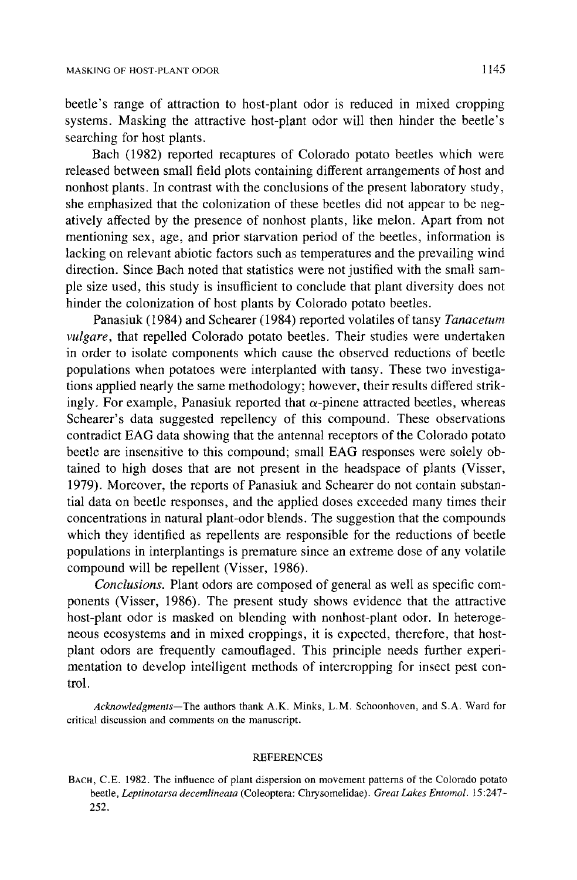beetle's range of attraction to host-plant odor is reduced in mixed cropping systems. Masking the attractive host-plant odor will then hinder the beetle's searching for host plants.

Bach (1982) reported recaptures of Colorado potato beetles which were released between small field plots containing different arrangements of host and nonhost plants. In contrast with the conclusions of the present laboratory study, she emphasized that the colonization of these beetles did not appear to be negatively affected by the presence of nonhost plants, like melon. Apart from not mentioning sex, age, and prior starvation period of the beetles, information is lacking on relevant abiotic factors such as temperatures and the prevailing wind direction. Since Bach noted that statistics were not justified with the small sample size used, this study is insufficient to conclude that plant diversity does not hinder the colonization of host plants by Colorado potato beetles.

Panasiuk (1984) and Schearer (1984) reported volatiles of tansy *Tanacetum vulgare*, that repelled Colorado potato beetles. Their studies were undertaken in order to isolate components which cause the observed reductions of beetle populations when potatoes were interplanted with tansy. These two investigations applied nearly the same methodology; however, their results differed strikingly. For example, Panasiuk reported that $\alpha$-pinene attracted beetles, whereas Schearer's data suggested repellency of this compound. These observations contradict EAG data showing that the antennal receptors of the Colorado potato beetle are insensitive to this compound; small EAG responses were solely obtained to high doses that are not present in the headspace of plants (Visser, 1979). Moreover, the reports of Panasiuk and Schearer do not contain substantial data on beetle responses, and the applied doses exceeded many times their concentrations in natural plant-odor blends. The suggestion that the compounds which they identified as repellents are responsible for the reductions of beetle populations in interplantings is premature since an extreme dose of any volatile compound will be repellent (Visser, 1986).

*Conclusions.* Plant odors are composed of general as well as specific components (Visser, 1986). The present study shows evidence that the attractive host-plant odor is masked on blending with nonhost-plant odor. In heterogeneous ecosystems and in mixed croppings, it is expected, therefore, that host-plant odors are frequently camouflaged. This principle needs further experimentation to develop intelligent methods of intercropping for insect pest control.

*Acknowledgments*—The authors thank A.K. Minks, L.M. Schoonhoven, and S.A. Ward for critical discussion and comments on the manuscript.

## REFERENCES

BACH, C.E. 1982. The influence of plant dispersion on movement patterns of the Colorado potato beetle, *Leptinotarsa decemlineata* (Coleoptera: Chrysomelidae). *Great Lakes Entomol.* 15:247–252.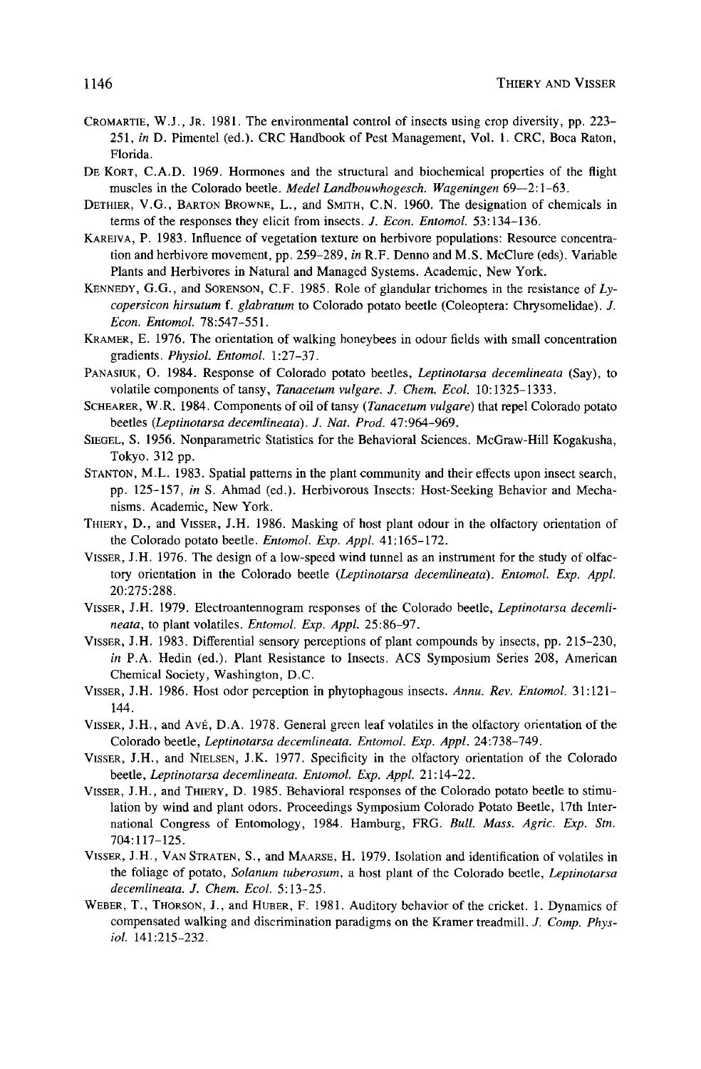Cromartie, W.J., Jr. 1981. The environmental control of insects using crop diversity, pp. 223–251, *in* D. Pimentel (ed.). CRC Handbook of Pest Management, Vol. 1. CRC, Boca Raton, Florida.

De Kort, C.A.D. 1969. Hormones and the structural and biochemical properties of the flight muscles in the Colorado beetle. *Medel Landbouwhogesch. Wageningen* 69—2:1–63.

Dethier, V.G., Barton Browne, L., and Smith, C.N. 1960. The designation of chemicals in terms of the responses they elicit from insects. *J. Econ. Entomol.* 53:134–136.

Kareiva, P. 1983. Influence of vegetation texture on herbivore populations: Resource concentration and herbivore movement, pp. 259–289, *in* R.F. Denno and M.S. McClure (eds). Variable Plants and Herbivores in Natural and Managed Systems. Academic, New York.

Kennedy, G.G., and Sorenson, C.F. 1985. Role of glandular trichomes in the resistance of *Lycopersicon hirsutum* f. *glabratum* to Colorado potato beetle (Coleoptera: Chrysomelidae). *J. Econ. Entomol.* 78:547–551.

Kramer, E. 1976. The orientation of walking honeybees in odour fields with small concentration gradients. *Physiol. Entomol.* 1:27–37.

Panasiuk, O. 1984. Response of Colorado potato beetles, *Leptinotarsa decemlineata* (Say), to volatile components of tansy, *Tanacetum vulgare*. *J. Chem. Ecol.* 10:1325–1333.

Schearer, W.R. 1984. Components of oil of tansy (*Tanacetum vulgare*) that repel Colorado potato beetles (*Leptinotarsa decemlineata*). *J. Nat. Prod.* 47:964–969.

Siegel, S. 1956. Nonparametric Statistics for the Behavioral Sciences. McGraw-Hill Kogakusha, Tokyo. 312 pp.

Stanton, M.L. 1983. Spatial patterns in the plant community and their effects upon insect search, pp. 125–157, *in* S. Ahmad (ed.). Herbivorous Insects: Host-Seeking Behavior and Mechanisms. Academic, New York.

Thiery, D., and Visser, J.H. 1986. Masking of host plant odour in the olfactory orientation of the Colorado potato beetle. *Entomol. Exp. Appl.* 41:165–172.

Visser, J.H. 1976. The design of a low-speed wind tunnel as an instrument for the study of olfactory orientation in the Colorado beetle (*Leptinotarsa decemlineata*). *Entomol. Exp. Appl.* 20:275:288.

Visser, J.H. 1979. Electroantennogram responses of the Colorado beetle, *Leptinotarsa decemlineata*, to plant volatiles. *Entomol. Exp. Appl.* 25:86–97.

Visser, J.H. 1983. Differential sensory perceptions of plant compounds by insects, pp. 215–230, *in* P.A. Hedin (ed.). Plant Resistance to Insects. ACS Symposium Series 208, American Chemical Society, Washington, D.C.

Visser, J.H. 1986. Host odor perception in phytophagous insects. *Annu. Rev. Entomol.* 31:121–144.

Visser, J.H., and Avé, D.A. 1978. General green leaf volatiles in the olfactory orientation of the Colorado beetle, *Leptinotarsa decemlineata*. *Entomol. Exp. Appl.* 24:738–749.

Visser, J.H., and Nielsen, J.K. 1977. Specificity in the olfactory orientation of the Colorado beetle, *Leptinotarsa decemlineata*. *Entomol. Exp. Appl.* 21:14–22.

Visser, J.H., and Thiery, D. 1985. Behavioral responses of the Colorado potato beetle to stimulation by wind and plant odors. Proceedings Symposium Colorado Potato Beetle, 17th International Congress of Entomology, 1984. Hamburg, FRG. *Bull. Mass. Agric. Exp. Stn.* 704:117–125.

Visser, J.H., Van Straten, S., and Maarse, H. 1979. Isolation and identification of volatiles in the foliage of potato, *Solanum tuberosum*, a host plant of the Colorado beetle, *Leptinotarsa decemlineata*. *J. Chem. Ecol.* 5:13–25.

Weber, T., Thorson, J., and Huber, F. 1981. Auditory behavior of the cricket. 1. Dynamics of compensated walking and discrimination paradigms on the Kramer treadmill. *J. Comp. Physiol.* 141:215–232.